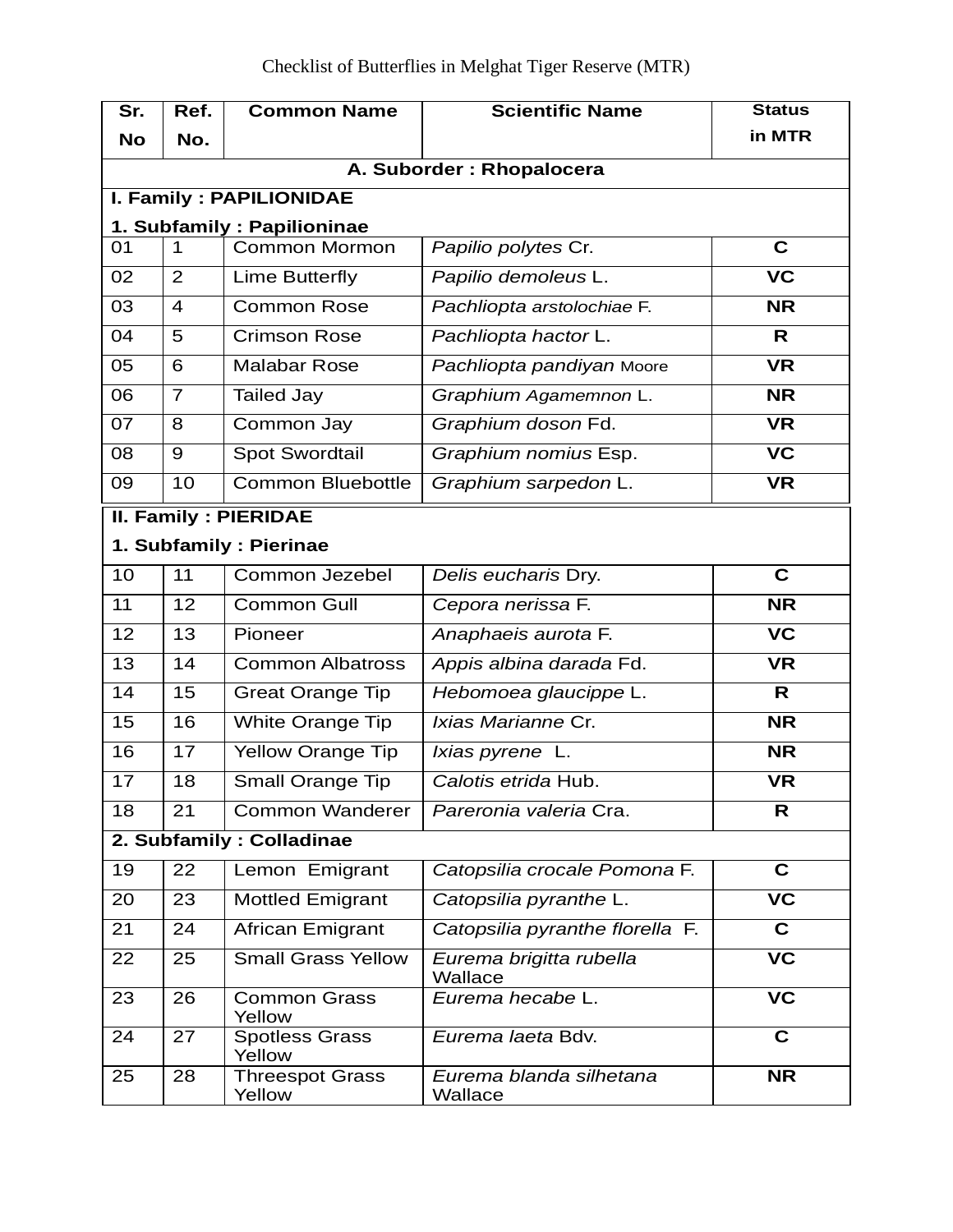Checklist of Butterflies in Melghat Tiger Reserve (MTR)

| Sr. No | Ref. No. | Common Name | Scientific Name | Status in MTR |
|---|---|---|---|---|
| **A. Suborder : Rhopalocera** | | | | |
| **I. Family : PAPILIONIDAE** | | | | |
| **1. Subfamily : Papilioninae** | | | | |
| 01 | 1 | Common Mormon | *Papilio polytes* Cr. | **C** |
| 02 | 2 | Lime Butterfly | *Papilio demoleus* L. | **VC** |
| 03 | 4 | Common Rose | *Pachliopta arstolochiae* F. | **NR** |
| 04 | 5 | Crimson Rose | *Pachliopta hactor* L. | **R** |
| 05 | 6 | Malabar Rose | *Pachliopta pandiyan* Moore | **VR** |
| 06 | 7 | Tailed Jay | *Graphium Agamemnon* L. | **NR** |
| 07 | 8 | Common Jay | *Graphium doson* Fd. | **VR** |
| 08 | 9 | Spot Swordtail | *Graphium nomius* Esp. | **VC** |
| 09 | 10 | Common Bluebottle | *Graphium sarpedon* L. | **VR** |
| **II. Family : PIERIDAE** | | | | |
| **1. Subfamily : Pierinae** | | | | |
| 10 | 11 | Common Jezebel | *Delis eucharis* Dry. | **C** |
| 11 | 12 | Common Gull | *Cepora nerissa* F. | **NR** |
| 12 | 13 | Pioneer | *Anaphaeis aurota* F. | **VC** |
| 13 | 14 | Common Albatross | *Appis albina darada* Fd. | **VR** |
| 14 | 15 | Great Orange Tip | *Hebomoea glaucippe* L. | **R** |
| 15 | 16 | White Orange Tip | *Ixias Marianne* Cr. | **NR** |
| 16 | 17 | Yellow Orange Tip | *Ixias pyrene* L. | **NR** |
| 17 | 18 | Small Orange Tip | *Calotis etrida* Hub. | **VR** |
| 18 | 21 | Common Wanderer | *Pareronia valeria* Cra. | **R** |
| **2. Subfamily : Colladinae** | | | | |
| 19 | 22 | Lemon Emigrant | *Catopsilia crocale Pomona* F. | **C** |
| 20 | 23 | Mottled Emigrant | *Catopsilia pyranthe* L. | **VC** |
| 21 | 24 | African Emigrant | *Catopsilia pyranthe florella* F. | **C** |
| 22 | 25 | Small Grass Yellow | *Eurema brigitta rubella* Wallace | **VC** |
| 23 | 26 | Common Grass Yellow | *Eurema hecabe* L. | **VC** |
| 24 | 27 | Spotless Grass Yellow | *Eurema laeta* Bdv. | **C** |
| 25 | 28 | Threespot Grass Yellow | *Eurema blanda silhetana* Wallace | **NR** |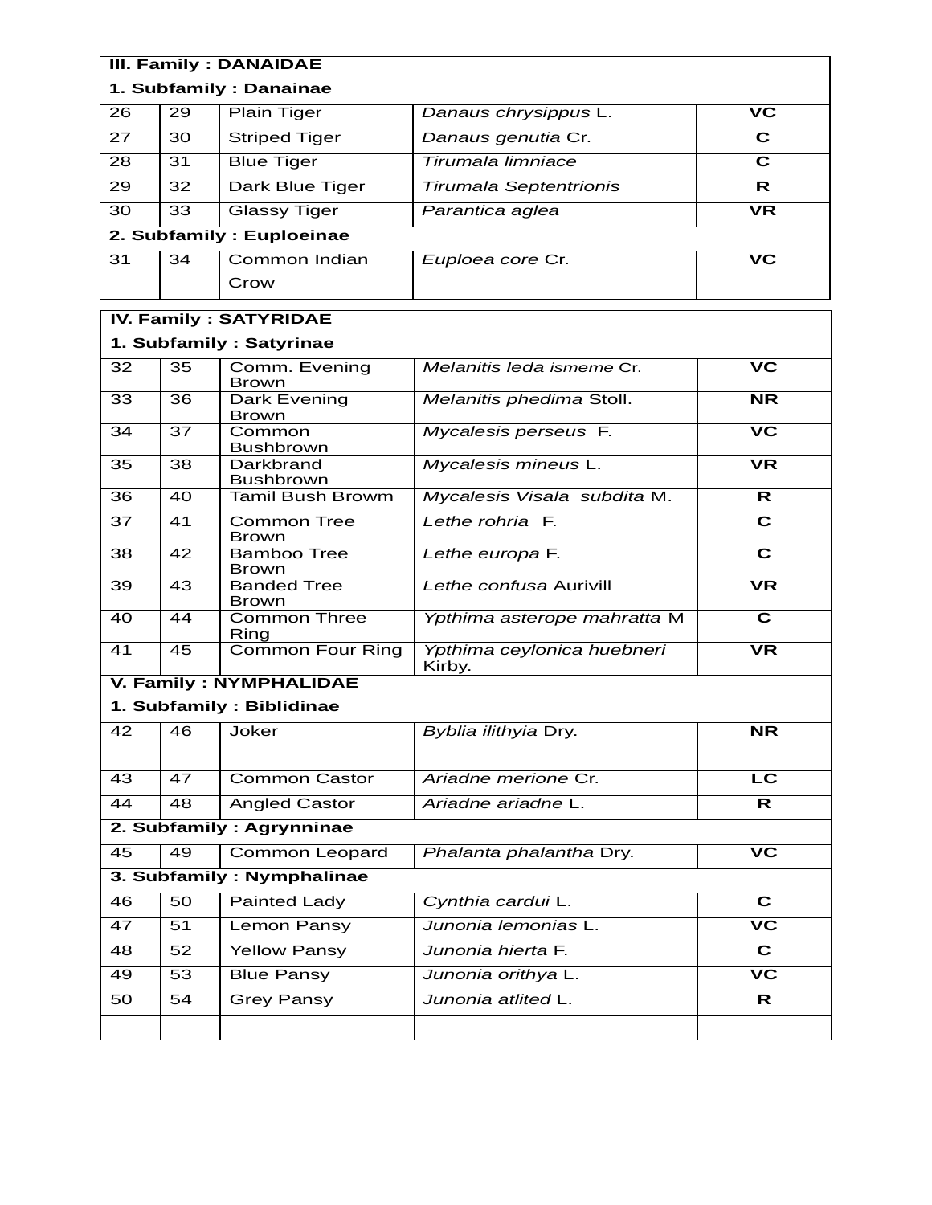| | | | | |
|---|---|---|---|---|
| **III. Family : DANAIDAE** | | | | |
| **1. Subfamily : Danainae** | | | | |
| 26 | 29 | Plain Tiger | *Danaus chrysippus* L. | **VC** |
| 27 | 30 | Striped Tiger | *Danaus genutia* Cr. | **C** |
| 28 | 31 | Blue Tiger | *Tirumala limniace* | **C** |
| 29 | 32 | Dark Blue Tiger | *Tirumala Septentrionis* | **R** |
| 30 | 33 | Glassy Tiger | *Parantica aglea* | **VR** |
| **2. Subfamily : Euploeinae** | | | | |
| 31 | 34 | Common Indian Crow | *Euploea core* Cr. | **VC** |

| | | | | |
|---|---|---|---|---|
| **IV. Family : SATYRIDAE** | | | | |
| **1. Subfamily : Satyrinae** | | | | |
| 32 | 35 | Comm. Evening Brown | *Melanitis leda ismeme* Cr. | **VC** |
| 33 | 36 | Dark Evening Brown | *Melanitis phedima* Stoll. | **NR** |
| 34 | 37 | Common Bushbrown | *Mycalesis perseus* F. | **VC** |
| 35 | 38 | Darkbrand Bushbrown | *Mycalesis mineus* L. | **VR** |
| 36 | 40 | Tamil Bush Browm | *Mycalesis Visala subdita* M. | **R** |
| 37 | 41 | Common Tree Brown | *Lethe rohria* F. | **C** |
| 38 | 42 | Bamboo Tree Brown | *Lethe europa* F. | **C** |
| 39 | 43 | Banded Tree Brown | *Lethe confusa* Aurivill | **VR** |
| 40 | 44 | Common Three Ring | *Ypthima asterope mahratta* M | **C** |
| 41 | 45 | Common Four Ring | *Ypthima ceylonica huebneri* Kirby. | **VR** |
| **V. Family : NYMPHALIDAE** | | | | |
| **1. Subfamily : Biblidinae** | | | | |
| 42 | 46 | Joker | *Byblia ilithyia* Dry. | **NR** |
| 43 | 47 | Common Castor | *Ariadne merione* Cr. | **LC** |
| 44 | 48 | Angled Castor | *Ariadne ariadne* L. | **R** |
| **2. Subfamily : Agrynninae** | | | | |
| 45 | 49 | Common Leopard | *Phalanta phalantha* Dry. | **VC** |
| **3. Subfamily : Nymphalinae** | | | | |
| 46 | 50 | Painted Lady | *Cynthia cardui* L. | **C** |
| 47 | 51 | Lemon Pansy | *Junonia lemonias* L. | **VC** |
| 48 | 52 | Yellow Pansy | *Junonia hierta* F. | **C** |
| 49 | 53 | Blue Pansy | *Junonia orithya* L. | **VC** |
| 50 | 54 | Grey Pansy | *Junonia atlited* L. | **R** |
| | | | | |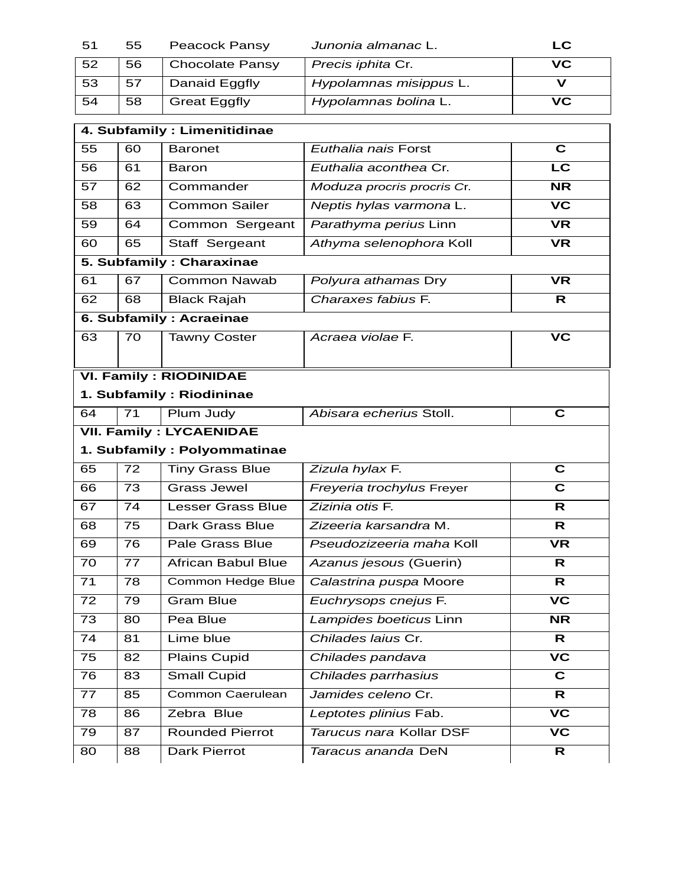| | | | | |
|---|---|---|---|---|
| 51 | 55 | Peacock Pansy | *Junonia almanac* L. | **LC** |
| 52 | 56 | Chocolate Pansy | *Precis iphita* Cr. | **VC** |
| 53 | 57 | Danaid Eggfly | *Hypolamnas misippus* L. | **V** |
| 54 | 58 | Great Eggfly | *Hypolamnas bolina* L. | **VC** |
| **4. Subfamily : Limenitidinae** | | | | |
| 55 | 60 | Baronet | *Euthalia nais* Forst | **C** |
| 56 | 61 | Baron | *Euthalia aconthea* Cr. | **LC** |
| 57 | 62 | Commander | *Moduza procris procris* Cr. | **NR** |
| 58 | 63 | Common Sailer | *Neptis hylas varmona* L. | **VC** |
| 59 | 64 | Common Sergeant | *Parathyma perius* Linn | **VR** |
| 60 | 65 | Staff Sergeant | *Athyma selenophora* Koll | **VR** |
| **5. Subfamily : Charaxinae** | | | | |
| 61 | 67 | Common Nawab | *Polyura athamas* Dry | **VR** |
| 62 | 68 | Black Rajah | *Charaxes fabius* F. | **R** |
| **6. Subfamily : Acraeinae** | | | | |
| 63 | 70 | Tawny Coster | *Acraea violae* F. | **VC** |
| **VI. Family : RIODINIDAE** | | | | |
| **1. Subfamily : Riodininae** | | | | |
| 64 | 71 | Plum Judy | *Abisara echerius* Stoll. | **C** |
| **VII. Family : LYCAENIDAE** | | | | |
| **1. Subfamily : Polyommatinae** | | | | |
| 65 | 72 | Tiny Grass Blue | *Zizula hylax* F. | **C** |
| 66 | 73 | Grass Jewel | *Freyeria trochylus* Freyer | **C** |
| 67 | 74 | Lesser Grass Blue | *Zizinia otis* F. | **R** |
| 68 | 75 | Dark Grass Blue | *Zizeeria karsandra* M. | **R** |
| 69 | 76 | Pale Grass Blue | *Pseudozizeeria maha* Koll | **VR** |
| 70 | 77 | African Babul Blue | *Azanus jesous* (Guerin) | **R** |
| 71 | 78 | Common Hedge Blue | *Calastrina puspa* Moore | **R** |
| 72 | 79 | Gram Blue | *Euchrysops cnejus* F. | **VC** |
| 73 | 80 | Pea Blue | *Lampides boeticus* Linn | **NR** |
| 74 | 81 | Lime blue | *Chilades laius* Cr. | **R** |
| 75 | 82 | Plains Cupid | *Chilades pandava* | **VC** |
| 76 | 83 | Small Cupid | *Chilades parrhasius* | **C** |
| 77 | 85 | Common Caerulean | *Jamides celeno* Cr. | **R** |
| 78 | 86 | Zebra Blue | *Leptotes plinius* Fab. | **VC** |
| 79 | 87 | Rounded Pierrot | *Tarucus nara* Kollar DSF | **VC** |
| 80 | 88 | Dark Pierrot | *Taracus ananda* DeN | **R** |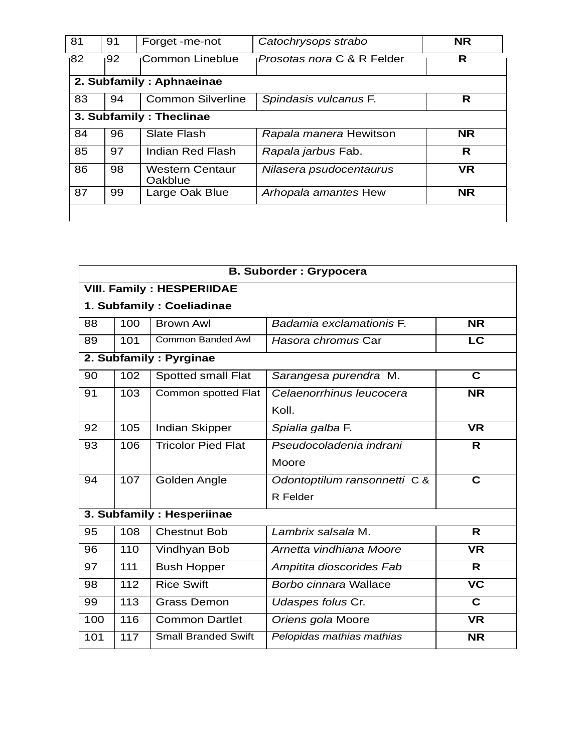| | | | | |
|---|---|---|---|---|
| 81 | 91 | Forget -me-not | *Catochrysops strabo* | **NR** |
| 82 | 92 | Common Lineblue | *Prosotas nora* C & R Felder | **R** |
| **2. Subfamily : Aphnaeinae** | | | | |
| 83 | 94 | Common Silverline | *Spindasis vulcanus* F. | **R** |
| **3. Subfamily : Theclinae** | | | | |
| 84 | 96 | Slate Flash | *Rapala manera* Hewitson | **NR** |
| 85 | 97 | Indian Red Flash | *Rapala jarbus* Fab. | **R** |
| 86 | 98 | Western Centaur Oakblue | *Nilasera psudocentaurus* | **VR** |
| 87 | 99 | Large Oak Blue | *Arhopala amantes* Hew | **NR** |

| **B. Suborder : Grypocera** | | | | |
|---|---|---|---|---|
| **VIII. Family : HESPERIIDAE** | | | | |
| **1. Subfamily : Coeliadinae** | | | | |
| 88 | 100 | Brown Awl | *Badamia exclamationis* F. | **NR** |
| 89 | 101 | Common Banded Awl | *Hasora chromus* Car | **LC** |
| **2. Subfamily : Pyrginae** | | | | |
| 90 | 102 | Spotted small Flat | *Sarangesa purendra* M. | **C** |
| 91 | 103 | Common spotted Flat | *Celaenorrhinus leucocera* Koll. | **NR** |
| 92 | 105 | Indian Skipper | *Spialia galba* F. | **VR** |
| 93 | 106 | Tricolor Pied Flat | *Pseudocoladenia indrani* Moore | **R** |
| 94 | 107 | Golden Angle | *Odontoptilum ransonnetti* C & R Felder | **C** |
| **3. Subfamily : Hesperiinae** | | | | |
| 95 | 108 | Chestnut Bob | *Lambrix salsala* M. | **R** |
| 96 | 110 | Vindhyan Bob | *Arnetta vindhiana Moore* | **VR** |
| 97 | 111 | Bush Hopper | *Ampitita dioscorides Fab* | **R** |
| 98 | 112 | Rice Swift | *Borbo cinnara* Wallace | **VC** |
| 99 | 113 | Grass Demon | *Udaspes folus* Cr. | **C** |
| 100 | 116 | Common Dartlet | *Oriens gola* Moore | **VR** |
| 101 | 117 | Small Branded Swift | *Pelopidas mathias mathias* | **NR** |